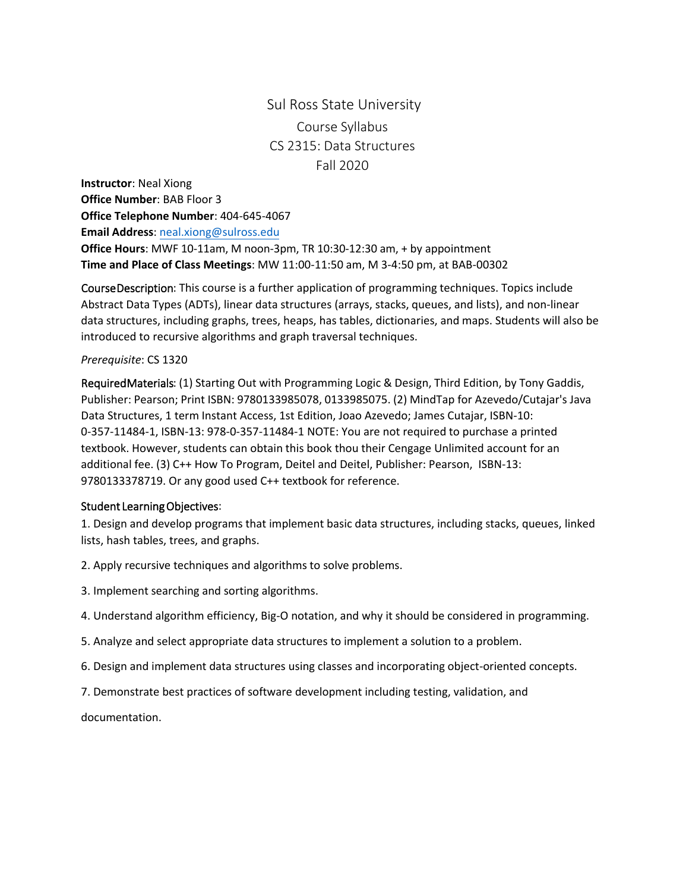# Sul Ross State University

## Course Syllabus

## CS 2315: Data Structures

## Fall 2020

**Instructor**: Neal Xiong
**Office Number**: BAB Floor 3
**Office Telephone Number**: 404-645-4067
**Email Address**: neal.xiong@sulross.edu
**Office Hours**: MWF 10-11am, M noon-3pm, TR 10:30-12:30 am, + by appointment
**Time and Place of Class Meetings**: MW 11:00-11:50 am, M 3-4:50 pm, at BAB-00302

CourseDescription: This course is a further application of programming techniques. Topics include Abstract Data Types (ADTs), linear data structures (arrays, stacks, queues, and lists), and non-linear data structures, including graphs, trees, heaps, has tables, dictionaries, and maps. Students will also be introduced to recursive algorithms and graph traversal techniques.

*Prerequisite*: CS 1320

RequiredMaterials: (1) Starting Out with Programming Logic & Design, Third Edition, by Tony Gaddis, Publisher: Pearson; Print ISBN: 9780133985078, 0133985075. (2) MindTap for Azevedo/Cutajar's Java Data Structures, 1 term Instant Access, 1st Edition, Joao Azevedo; James Cutajar, ISBN-10: 0-357-11484-1, ISBN-13: 978-0-357-11484-1 NOTE: You are not required to purchase a printed textbook. However, students can obtain this book thou their Cengage Unlimited account for an additional fee. (3) C++ How To Program, Deitel and Deitel, Publisher: Pearson, ISBN-13: 9780133378719. Or any good used C++ textbook for reference.

Student Learning Objectives:

1. Design and develop programs that implement basic data structures, including stacks, queues, linked lists, hash tables, trees, and graphs.

2. Apply recursive techniques and algorithms to solve problems.

3. Implement searching and sorting algorithms.

4. Understand algorithm efficiency, Big-O notation, and why it should be considered in programming.

5. Analyze and select appropriate data structures to implement a solution to a problem.

6. Design and implement data structures using classes and incorporating object-oriented concepts.

7. Demonstrate best practices of software development including testing, validation, and documentation.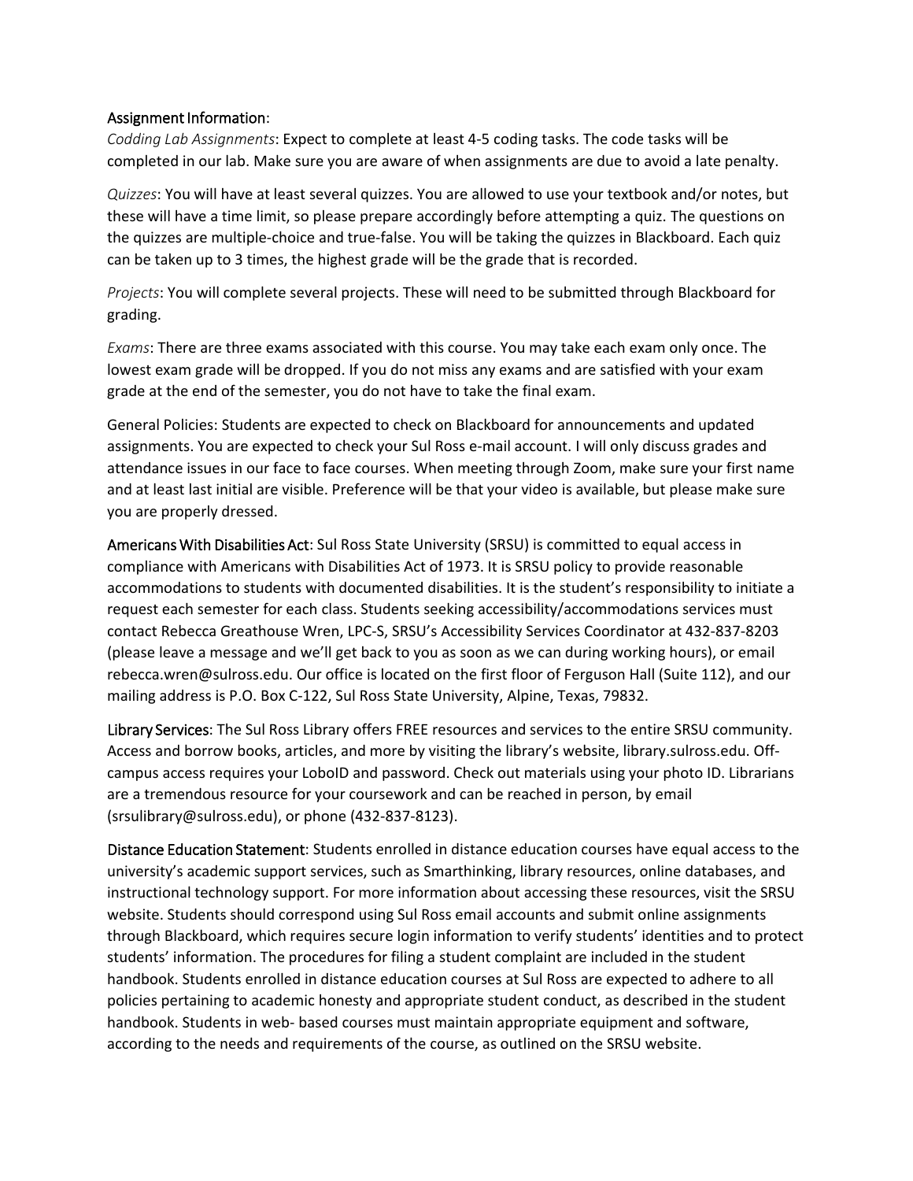Assignment Information:

*Codding Lab Assignments*: Expect to complete at least 4-5 coding tasks. The code tasks will be completed in our lab. Make sure you are aware of when assignments are due to avoid a late penalty.

*Quizzes*: You will have at least several quizzes. You are allowed to use your textbook and/or notes, but these will have a time limit, so please prepare accordingly before attempting a quiz. The questions on the quizzes are multiple-choice and true-false. You will be taking the quizzes in Blackboard. Each quiz can be taken up to 3 times, the highest grade will be the grade that is recorded.

*Projects*: You will complete several projects. These will need to be submitted through Blackboard for grading.

*Exams*: There are three exams associated with this course. You may take each exam only once. The lowest exam grade will be dropped. If you do not miss any exams and are satisfied with your exam grade at the end of the semester, you do not have to take the final exam.

General Policies: Students are expected to check on Blackboard for announcements and updated assignments. You are expected to check your Sul Ross e-mail account. I will only discuss grades and attendance issues in our face to face courses. When meeting through Zoom, make sure your first name and at least last initial are visible. Preference will be that your video is available, but please make sure you are properly dressed.

Americans With Disabilities Act: Sul Ross State University (SRSU) is committed to equal access in compliance with Americans with Disabilities Act of 1973. It is SRSU policy to provide reasonable accommodations to students with documented disabilities. It is the student's responsibility to initiate a request each semester for each class. Students seeking accessibility/accommodations services must contact Rebecca Greathouse Wren, LPC-S, SRSU's Accessibility Services Coordinator at 432-837-8203 (please leave a message and we'll get back to you as soon as we can during working hours), or email rebecca.wren@sulross.edu. Our office is located on the first floor of Ferguson Hall (Suite 112), and our mailing address is P.O. Box C-122, Sul Ross State University, Alpine, Texas, 79832.

Library Services: The Sul Ross Library offers FREE resources and services to the entire SRSU community. Access and borrow books, articles, and more by visiting the library's website, library.sulross.edu. Off-campus access requires your LoboID and password. Check out materials using your photo ID. Librarians are a tremendous resource for your coursework and can be reached in person, by email (srsulibrary@sulross.edu), or phone (432-837-8123).

Distance Education Statement: Students enrolled in distance education courses have equal access to the university's academic support services, such as Smarthinking, library resources, online databases, and instructional technology support. For more information about accessing these resources, visit the SRSU website. Students should correspond using Sul Ross email accounts and submit online assignments through Blackboard, which requires secure login information to verify students' identities and to protect students' information. The procedures for filing a student complaint are included in the student handbook. Students enrolled in distance education courses at Sul Ross are expected to adhere to all policies pertaining to academic honesty and appropriate student conduct, as described in the student handbook. Students in web- based courses must maintain appropriate equipment and software, according to the needs and requirements of the course, as outlined on the SRSU website.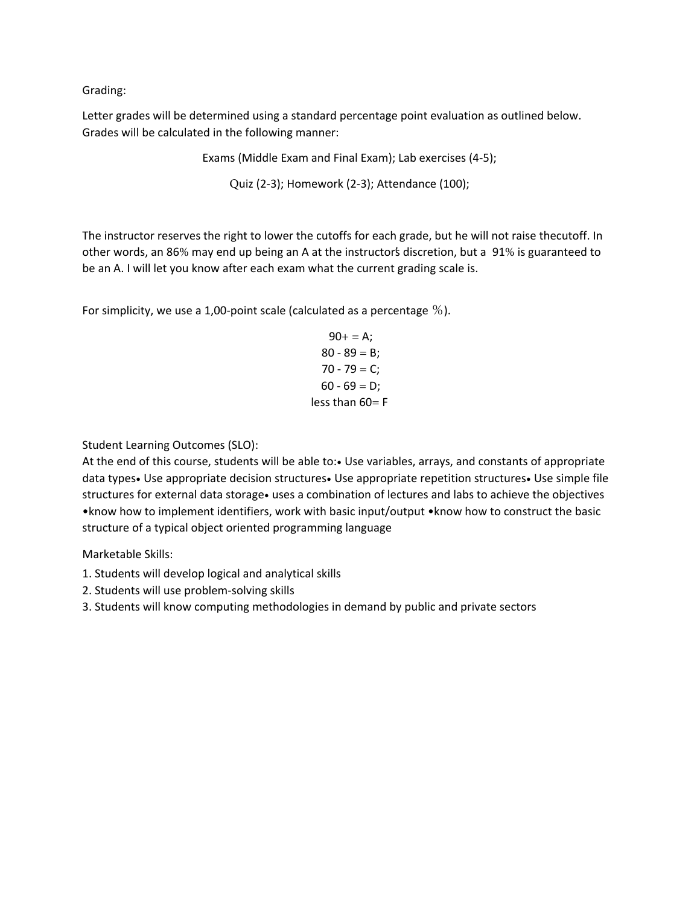Grading:

Letter grades will be determined using a standard percentage point evaluation as outlined below. Grades will be calculated in the following manner:

Exams (Middle Exam and Final Exam); Lab exercises (4-5);

Quiz (2-3); Homework (2-3); Attendance (100);

The instructor reserves the right to lower the cutoffs for each grade, but he will not raise thecutoff. In other words, an 86% may end up being an A at the instructor's discretion, but a 91% is guaranteed to be an A. I will let you know after each exam what the current grading scale is.

For simplicity, we use a 1,00-point scale (calculated as a percentage %).

90+ = A;
80 - 89 = B;
70 - 79 = C;
60 - 69 = D;
less than 60= F

Student Learning Outcomes (SLO):

At the end of this course, students will be able to:• Use variables, arrays, and constants of appropriate data types• Use appropriate decision structures• Use appropriate repetition structures• Use simple file structures for external data storage• uses a combination of lectures and labs to achieve the objectives •know how to implement identifiers, work with basic input/output •know how to construct the basic structure of a typical object oriented programming language

Marketable Skills:

1. Students will develop logical and analytical skills
2. Students will use problem-solving skills
3. Students will know computing methodologies in demand by public and private sectors